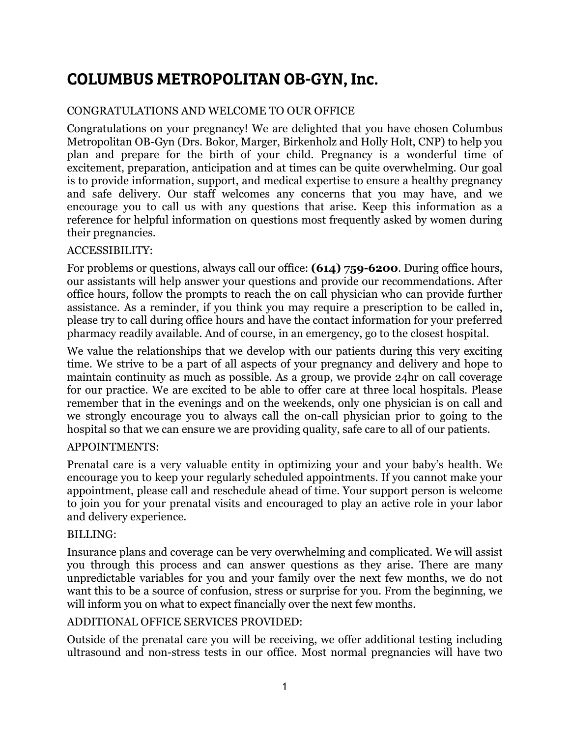# COLUMBUS METROPOLITAN OB-GYN, Inc.

CONGRATULATIONS AND WELCOME TO OUR OFFICE

Congratulations on your pregnancy! We are delighted that you have chosen Columbus Metropolitan OB-Gyn (Drs. Bokor, Marger, Birkenholz and Holly Holt, CNP) to help you plan and prepare for the birth of your child. Pregnancy is a wonderful time of excitement, preparation, anticipation and at times can be quite overwhelming. Our goal is to provide information, support, and medical expertise to ensure a healthy pregnancy and safe delivery. Our staff welcomes any concerns that you may have, and we encourage you to call us with any questions that arise. Keep this information as a reference for helpful information on questions most frequently asked by women during their pregnancies.

ACCESSIBILITY:

For problems or questions, always call our office: **(614) 759-6200**. During office hours, our assistants will help answer your questions and provide our recommendations. After office hours, follow the prompts to reach the on call physician who can provide further assistance. As a reminder, if you think you may require a prescription to be called in, please try to call during office hours and have the contact information for your preferred pharmacy readily available. And of course, in an emergency, go to the closest hospital.

We value the relationships that we develop with our patients during this very exciting time. We strive to be a part of all aspects of your pregnancy and delivery and hope to maintain continuity as much as possible. As a group, we provide 24hr on call coverage for our practice. We are excited to be able to offer care at three local hospitals. Please remember that in the evenings and on the weekends, only one physician is on call and we strongly encourage you to always call the on-call physician prior to going to the hospital so that we can ensure we are providing quality, safe care to all of our patients.

APPOINTMENTS:

Prenatal care is a very valuable entity in optimizing your and your baby's health. We encourage you to keep your regularly scheduled appointments. If you cannot make your appointment, please call and reschedule ahead of time. Your support person is welcome to join you for your prenatal visits and encouraged to play an active role in your labor and delivery experience.

BILLING:

Insurance plans and coverage can be very overwhelming and complicated. We will assist you through this process and can answer questions as they arise. There are many unpredictable variables for you and your family over the next few months, we do not want this to be a source of confusion, stress or surprise for you. From the beginning, we will inform you on what to expect financially over the next few months.

ADDITIONAL OFFICE SERVICES PROVIDED:

Outside of the prenatal care you will be receiving, we offer additional testing including ultrasound and non-stress tests in our office. Most normal pregnancies will have two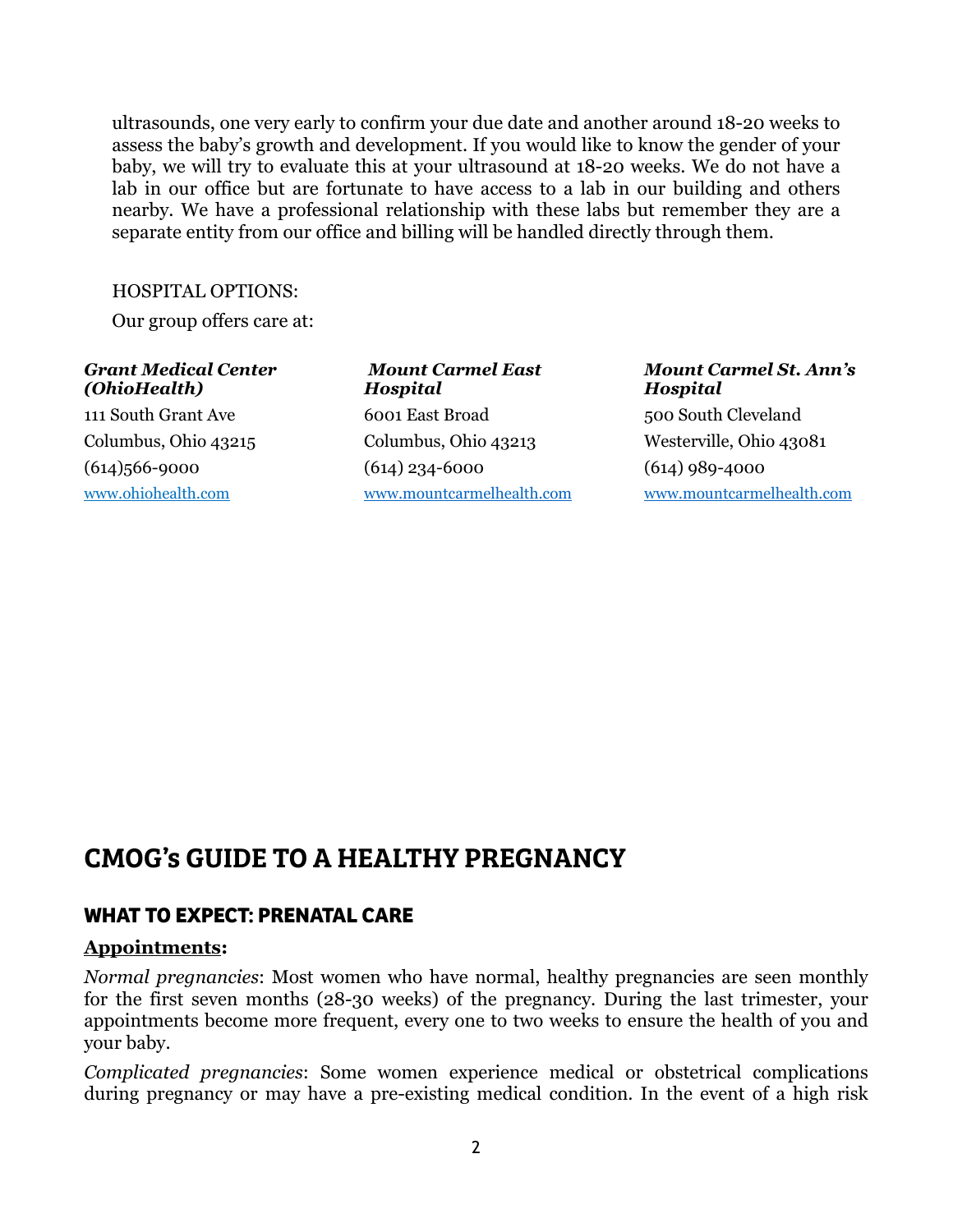ultrasounds, one very early to confirm your due date and another around 18-20 weeks to assess the baby's growth and development. If you would like to know the gender of your baby, we will try to evaluate this at your ultrasound at 18-20 weeks. We do not have a lab in our office but are fortunate to have access to a lab in our building and others nearby. We have a professional relationship with these labs but remember they are a separate entity from our office and billing will be handled directly through them.

HOSPITAL OPTIONS:

Our group offers care at:

***Grant Medical Center (OhioHealth)***
111 South Grant Ave
Columbus, Ohio 43215
(614)566-9000
www.ohiohealth.com

***Mount Carmel East Hospital***
6001 East Broad
Columbus, Ohio 43213
(614) 234-6000
www.mountcarmelhealth.com

***Mount Carmel St. Ann's Hospital***
500 South Cleveland
Westerville, Ohio 43081
(614) 989-4000
www.mountcarmelhealth.com

# CMOG's GUIDE TO A HEALTHY PREGNANCY

## WHAT TO EXPECT: PRENATAL CARE

**Appointments:**

*Normal pregnancies*: Most women who have normal, healthy pregnancies are seen monthly for the first seven months (28-30 weeks) of the pregnancy. During the last trimester, your appointments become more frequent, every one to two weeks to ensure the health of you and your baby.

*Complicated pregnancies*: Some women experience medical or obstetrical complications during pregnancy or may have a pre-existing medical condition. In the event of a high risk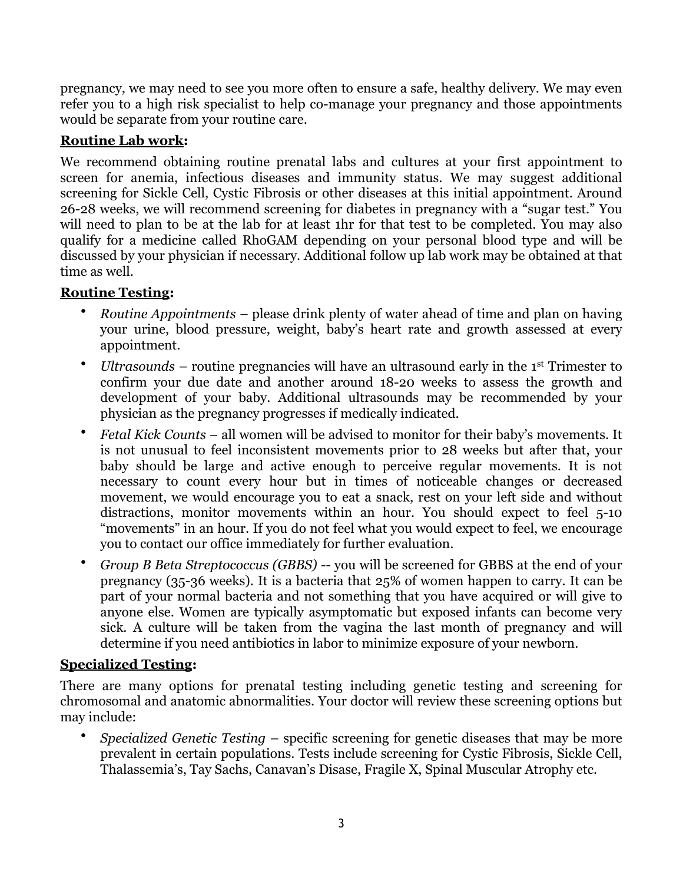pregnancy, we may need to see you more often to ensure a safe, healthy delivery. We may even refer you to a high risk specialist to help co-manage your pregnancy and those appointments would be separate from your routine care.

**Routine Lab work:**

We recommend obtaining routine prenatal labs and cultures at your first appointment to screen for anemia, infectious diseases and immunity status. We may suggest additional screening for Sickle Cell, Cystic Fibrosis or other diseases at this initial appointment. Around 26-28 weeks, we will recommend screening for diabetes in pregnancy with a "sugar test." You will need to plan to be at the lab for at least 1hr for that test to be completed. You may also qualify for a medicine called RhoGAM depending on your personal blood type and will be discussed by your physician if necessary. Additional follow up lab work may be obtained at that time as well.

**Routine Testing:**

- *Routine Appointments* – please drink plenty of water ahead of time and plan on having your urine, blood pressure, weight, baby's heart rate and growth assessed at every appointment.
- *Ultrasounds* – routine pregnancies will have an ultrasound early in the 1st Trimester to confirm your due date and another around 18-20 weeks to assess the growth and development of your baby. Additional ultrasounds may be recommended by your physician as the pregnancy progresses if medically indicated.
- *Fetal Kick Counts* – all women will be advised to monitor for their baby's movements. It is not unusual to feel inconsistent movements prior to 28 weeks but after that, your baby should be large and active enough to perceive regular movements. It is not necessary to count every hour but in times of noticeable changes or decreased movement, we would encourage you to eat a snack, rest on your left side and without distractions, monitor movements within an hour. You should expect to feel 5-10 "movements" in an hour. If you do not feel what you would expect to feel, we encourage you to contact our office immediately for further evaluation.
- *Group B Beta Streptococcus (GBBS)* -- you will be screened for GBBS at the end of your pregnancy (35-36 weeks). It is a bacteria that 25% of women happen to carry. It can be part of your normal bacteria and not something that you have acquired or will give to anyone else. Women are typically asymptomatic but exposed infants can become very sick. A culture will be taken from the vagina the last month of pregnancy and will determine if you need antibiotics in labor to minimize exposure of your newborn.

**Specialized Testing:**

There are many options for prenatal testing including genetic testing and screening for chromosomal and anatomic abnormalities. Your doctor will review these screening options but may include:

- *Specialized Genetic Testing* – specific screening for genetic diseases that may be more prevalent in certain populations. Tests include screening for Cystic Fibrosis, Sickle Cell, Thalassemia's, Tay Sachs, Canavan's Disase, Fragile X, Spinal Muscular Atrophy etc.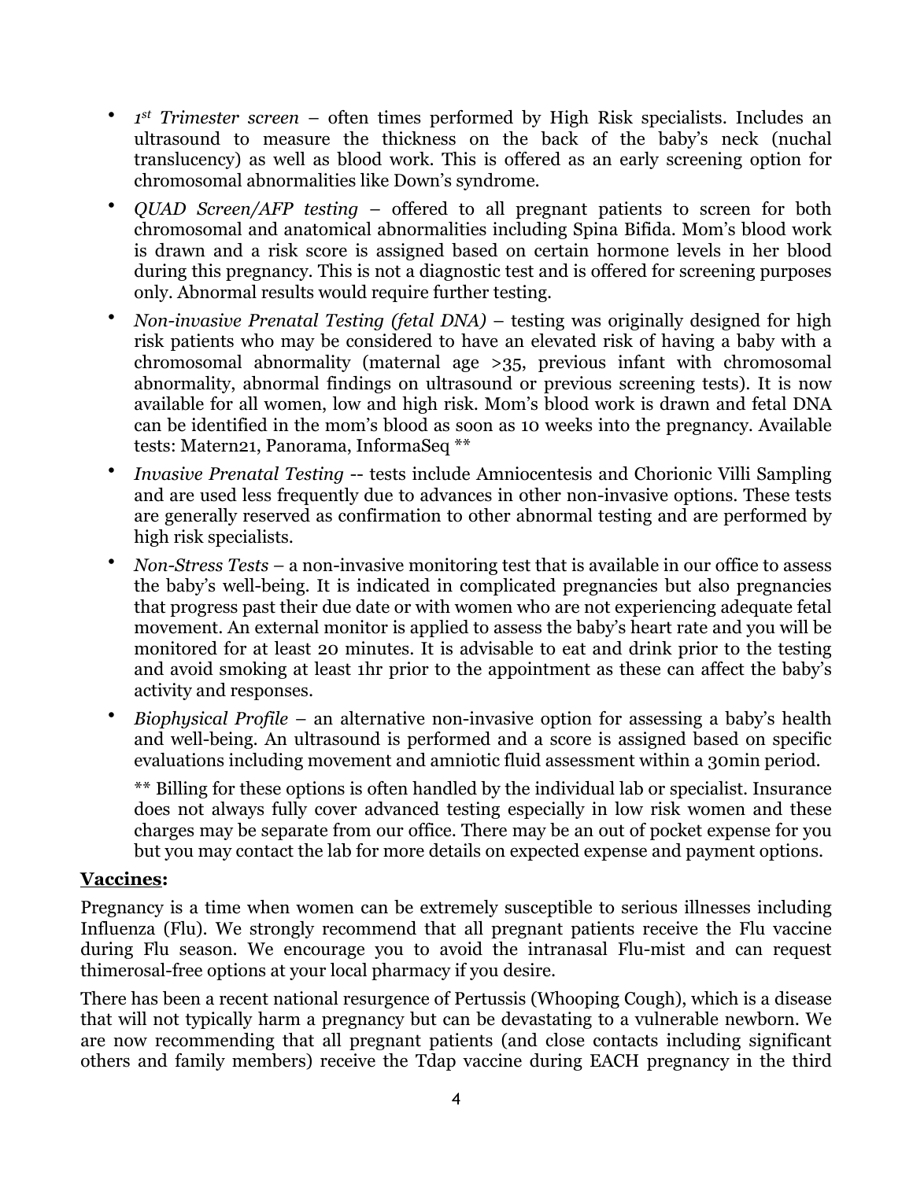- *1st Trimester screen* – often times performed by High Risk specialists. Includes an ultrasound to measure the thickness on the back of the baby's neck (nuchal translucency) as well as blood work. This is offered as an early screening option for chromosomal abnormalities like Down's syndrome.
- *QUAD Screen/AFP testing* – offered to all pregnant patients to screen for both chromosomal and anatomical abnormalities including Spina Bifida. Mom's blood work is drawn and a risk score is assigned based on certain hormone levels in her blood during this pregnancy. This is not a diagnostic test and is offered for screening purposes only. Abnormal results would require further testing.
- *Non-invasive Prenatal Testing (fetal DNA)* – testing was originally designed for high risk patients who may be considered to have an elevated risk of having a baby with a chromosomal abnormality (maternal age >35, previous infant with chromosomal abnormality, abnormal findings on ultrasound or previous screening tests). It is now available for all women, low and high risk. Mom's blood work is drawn and fetal DNA can be identified in the mom's blood as soon as 10 weeks into the pregnancy. Available tests: Matern21, Panorama, InformaSeq **
- *Invasive Prenatal Testing* -- tests include Amniocentesis and Chorionic Villi Sampling and are used less frequently due to advances in other non-invasive options. These tests are generally reserved as confirmation to other abnormal testing and are performed by high risk specialists.
- *Non-Stress Tests* – a non-invasive monitoring test that is available in our office to assess the baby's well-being. It is indicated in complicated pregnancies but also pregnancies that progress past their due date or with women who are not experiencing adequate fetal movement. An external monitor is applied to assess the baby's heart rate and you will be monitored for at least 20 minutes. It is advisable to eat and drink prior to the testing and avoid smoking at least 1hr prior to the appointment as these can affect the baby's activity and responses.
- *Biophysical Profile* – an alternative non-invasive option for assessing a baby's health and well-being. An ultrasound is performed and a score is assigned based on specific evaluations including movement and amniotic fluid assessment within a 30min period.

  ** Billing for these options is often handled by the individual lab or specialist. Insurance does not always fully cover advanced testing especially in low risk women and these charges may be separate from our office. There may be an out of pocket expense for you but you may contact the lab for more details on expected expense and payment options.

**Vaccines:**

Pregnancy is a time when women can be extremely susceptible to serious illnesses including Influenza (Flu). We strongly recommend that all pregnant patients receive the Flu vaccine during Flu season. We encourage you to avoid the intranasal Flu-mist and can request thimerosal-free options at your local pharmacy if you desire.

There has been a recent national resurgence of Pertussis (Whooping Cough), which is a disease that will not typically harm a pregnancy but can be devastating to a vulnerable newborn. We are now recommending that all pregnant patients (and close contacts including significant others and family members) receive the Tdap vaccine during EACH pregnancy in the third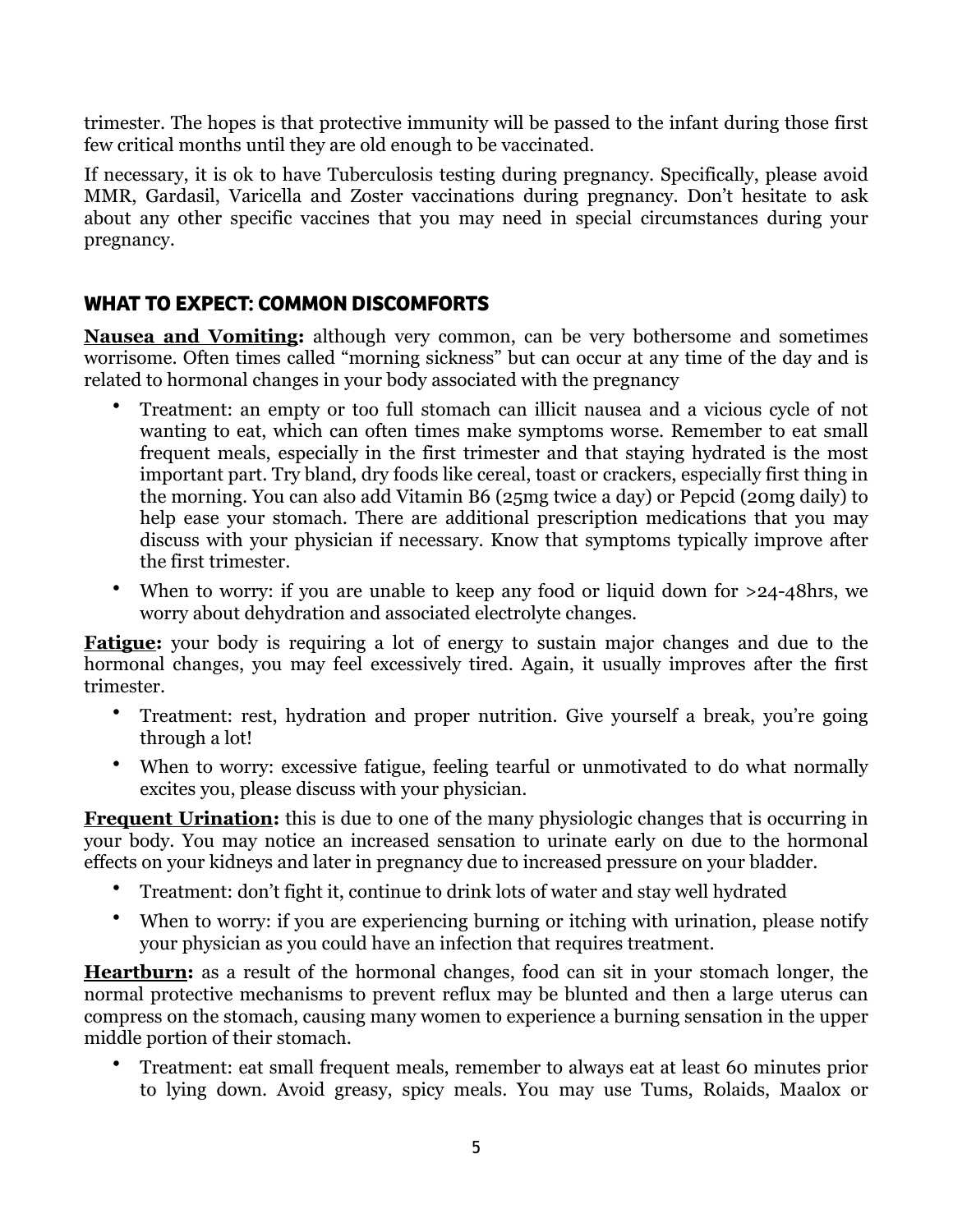trimester. The hopes is that protective immunity will be passed to the infant during those first few critical months until they are old enough to be vaccinated.

If necessary, it is ok to have Tuberculosis testing during pregnancy. Specifically, please avoid MMR, Gardasil, Varicella and Zoster vaccinations during pregnancy. Don't hesitate to ask about any other specific vaccines that you may need in special circumstances during your pregnancy.

## WHAT TO EXPECT: COMMON DISCOMFORTS

**Nausea and Vomiting:** although very common, can be very bothersome and sometimes worrisome. Often times called "morning sickness" but can occur at any time of the day and is related to hormonal changes in your body associated with the pregnancy

- Treatment: an empty or too full stomach can illicit nausea and a vicious cycle of not wanting to eat, which can often times make symptoms worse. Remember to eat small frequent meals, especially in the first trimester and that staying hydrated is the most important part. Try bland, dry foods like cereal, toast or crackers, especially first thing in the morning. You can also add Vitamin B6 (25mg twice a day) or Pepcid (20mg daily) to help ease your stomach. There are additional prescription medications that you may discuss with your physician if necessary. Know that symptoms typically improve after the first trimester.
- When to worry: if you are unable to keep any food or liquid down for >24-48hrs, we worry about dehydration and associated electrolyte changes.

**Fatigue:** your body is requiring a lot of energy to sustain major changes and due to the hormonal changes, you may feel excessively tired. Again, it usually improves after the first trimester.

- Treatment: rest, hydration and proper nutrition. Give yourself a break, you're going through a lot!
- When to worry: excessive fatigue, feeling tearful or unmotivated to do what normally excites you, please discuss with your physician.

**Frequent Urination:** this is due to one of the many physiologic changes that is occurring in your body. You may notice an increased sensation to urinate early on due to the hormonal effects on your kidneys and later in pregnancy due to increased pressure on your bladder.

- Treatment: don't fight it, continue to drink lots of water and stay well hydrated
- When to worry: if you are experiencing burning or itching with urination, please notify your physician as you could have an infection that requires treatment.

**Heartburn:** as a result of the hormonal changes, food can sit in your stomach longer, the normal protective mechanisms to prevent reflux may be blunted and then a large uterus can compress on the stomach, causing many women to experience a burning sensation in the upper middle portion of their stomach.

- Treatment: eat small frequent meals, remember to always eat at least 60 minutes prior to lying down. Avoid greasy, spicy meals. You may use Tums, Rolaids, Maalox or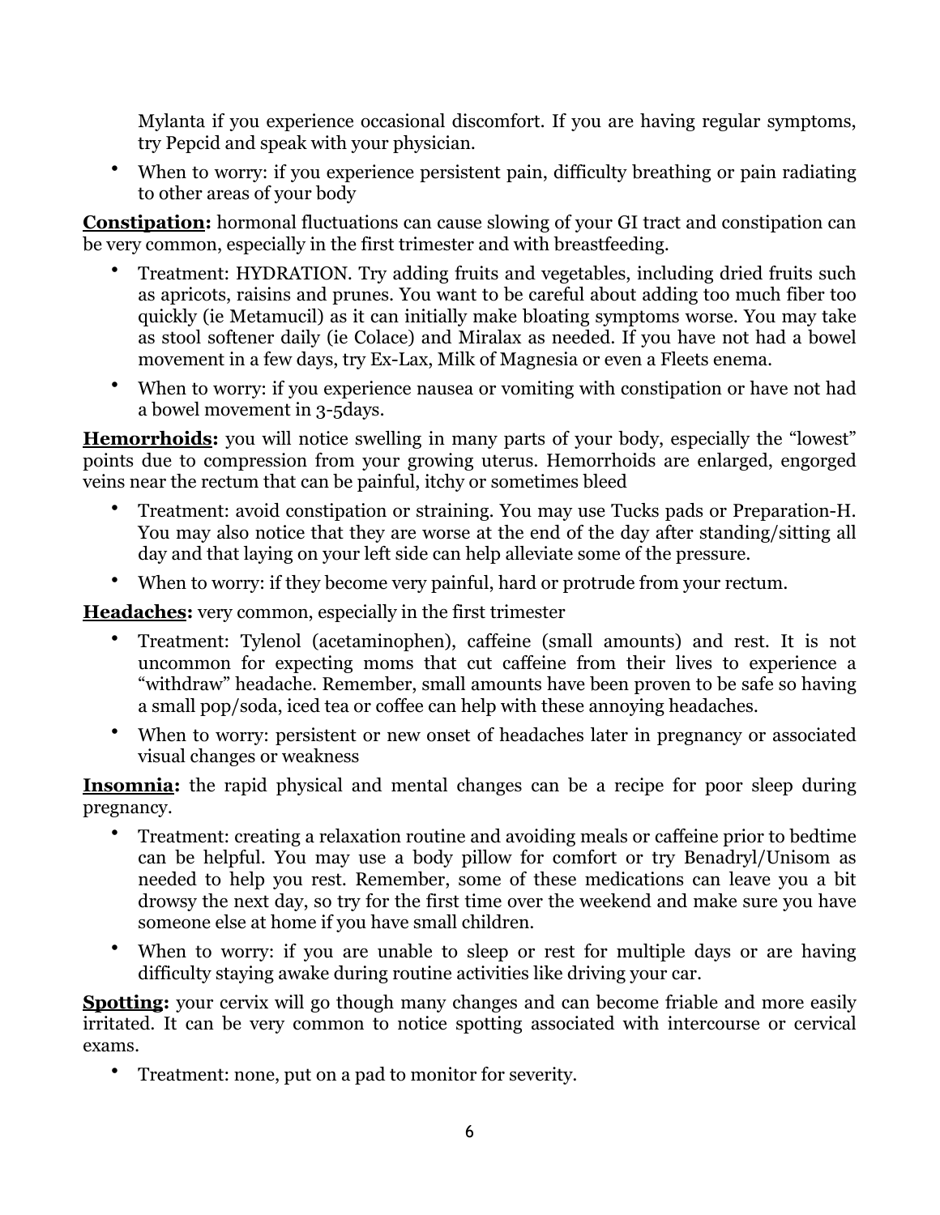Mylanta if you experience occasional discomfort. If you are having regular symptoms, try Pepcid and speak with your physician.

- When to worry: if you experience persistent pain, difficulty breathing or pain radiating to other areas of your body

**<u>Constipation</u>:** hormonal fluctuations can cause slowing of your GI tract and constipation can be very common, especially in the first trimester and with breastfeeding.

- Treatment: HYDRATION. Try adding fruits and vegetables, including dried fruits such as apricots, raisins and prunes. You want to be careful about adding too much fiber too quickly (ie Metamucil) as it can initially make bloating symptoms worse. You may take as stool softener daily (ie Colace) and Miralax as needed. If you have not had a bowel movement in a few days, try Ex-Lax, Milk of Magnesia or even a Fleets enema.
- When to worry: if you experience nausea or vomiting with constipation or have not had a bowel movement in 3-5days.

**<u>Hemorrhoids</u>:** you will notice swelling in many parts of your body, especially the "lowest" points due to compression from your growing uterus. Hemorrhoids are enlarged, engorged veins near the rectum that can be painful, itchy or sometimes bleed

- Treatment: avoid constipation or straining. You may use Tucks pads or Preparation-H. You may also notice that they are worse at the end of the day after standing/sitting all day and that laying on your left side can help alleviate some of the pressure.
- When to worry: if they become very painful, hard or protrude from your rectum.

**<u>Headaches</u>:** very common, especially in the first trimester

- Treatment: Tylenol (acetaminophen), caffeine (small amounts) and rest. It is not uncommon for expecting moms that cut caffeine from their lives to experience a "withdraw" headache. Remember, small amounts have been proven to be safe so having a small pop/soda, iced tea or coffee can help with these annoying headaches.
- When to worry: persistent or new onset of headaches later in pregnancy or associated visual changes or weakness

**<u>Insomnia</u>:** the rapid physical and mental changes can be a recipe for poor sleep during pregnancy.

- Treatment: creating a relaxation routine and avoiding meals or caffeine prior to bedtime can be helpful. You may use a body pillow for comfort or try Benadryl/Unisom as needed to help you rest. Remember, some of these medications can leave you a bit drowsy the next day, so try for the first time over the weekend and make sure you have someone else at home if you have small children.
- When to worry: if you are unable to sleep or rest for multiple days or are having difficulty staying awake during routine activities like driving your car.

**<u>Spotting</u>:** your cervix will go though many changes and can become friable and more easily irritated. It can be very common to notice spotting associated with intercourse or cervical exams.

- Treatment: none, put on a pad to monitor for severity.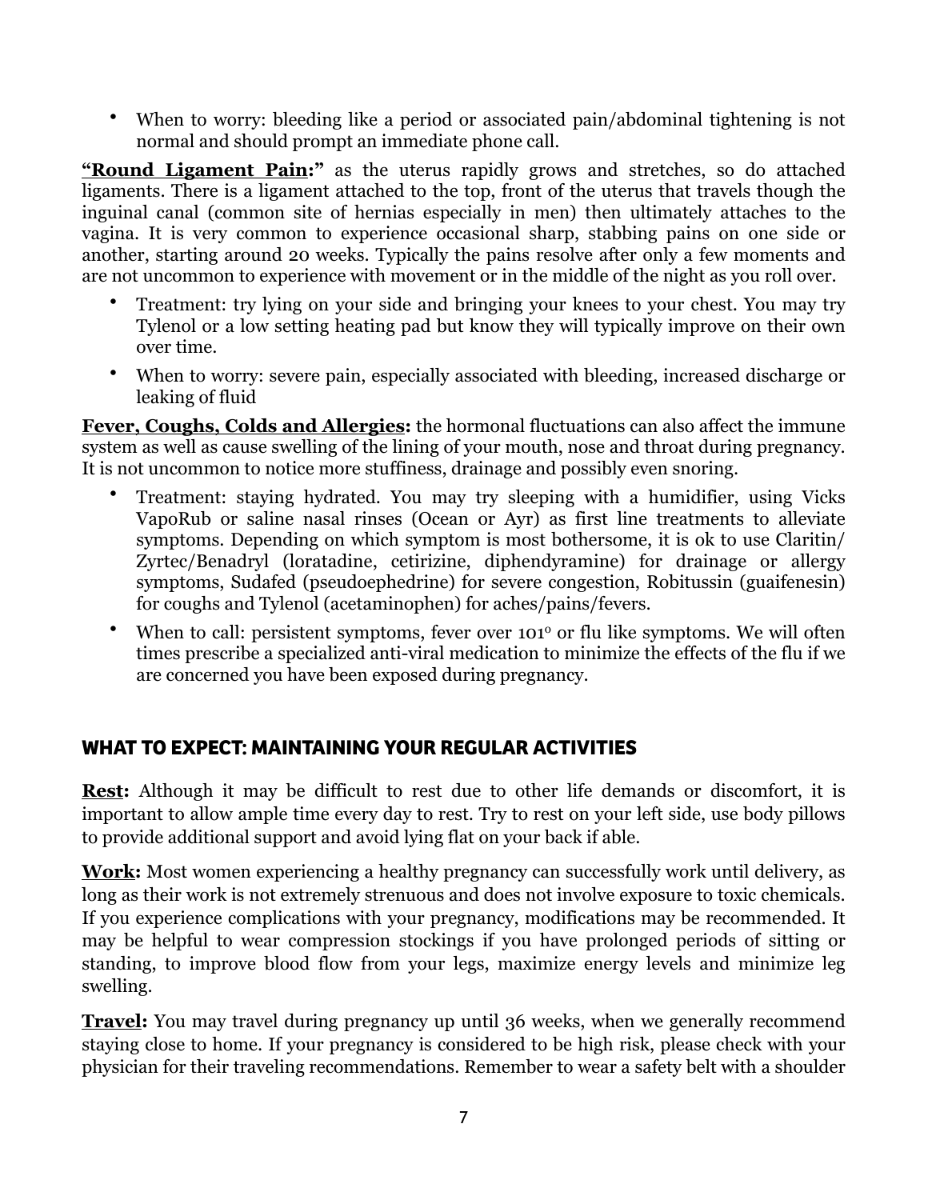- When to worry: bleeding like a period or associated pain/abdominal tightening is not normal and should prompt an immediate phone call.

**"Round Ligament Pain:"** as the uterus rapidly grows and stretches, so do attached ligaments. There is a ligament attached to the top, front of the uterus that travels though the inguinal canal (common site of hernias especially in men) then ultimately attaches to the vagina. It is very common to experience occasional sharp, stabbing pains on one side or another, starting around 20 weeks. Typically the pains resolve after only a few moments and are not uncommon to experience with movement or in the middle of the night as you roll over.

- Treatment: try lying on your side and bringing your knees to your chest. You may try Tylenol or a low setting heating pad but know they will typically improve on their own over time.
- When to worry: severe pain, especially associated with bleeding, increased discharge or leaking of fluid

**Fever, Coughs, Colds and Allergies:** the hormonal fluctuations can also affect the immune system as well as cause swelling of the lining of your mouth, nose and throat during pregnancy. It is not uncommon to notice more stuffiness, drainage and possibly even snoring.

- Treatment: staying hydrated. You may try sleeping with a humidifier, using Vicks VapoRub or saline nasal rinses (Ocean or Ayr) as first line treatments to alleviate symptoms. Depending on which symptom is most bothersome, it is ok to use Claritin/ Zyrtec/Benadryl (loratadine, cetirizine, diphendyramine) for drainage or allergy symptoms, Sudafed (pseudoephedrine) for severe congestion, Robitussin (guaifenesin) for coughs and Tylenol (acetaminophen) for aches/pains/fevers.
- When to call: persistent symptoms, fever over 101° or flu like symptoms. We will often times prescribe a specialized anti-viral medication to minimize the effects of the flu if we are concerned you have been exposed during pregnancy.

## WHAT TO EXPECT: MAINTAINING YOUR REGULAR ACTIVITIES

**Rest:** Although it may be difficult to rest due to other life demands or discomfort, it is important to allow ample time every day to rest. Try to rest on your left side, use body pillows to provide additional support and avoid lying flat on your back if able.

**Work:** Most women experiencing a healthy pregnancy can successfully work until delivery, as long as their work is not extremely strenuous and does not involve exposure to toxic chemicals. If you experience complications with your pregnancy, modifications may be recommended. It may be helpful to wear compression stockings if you have prolonged periods of sitting or standing, to improve blood flow from your legs, maximize energy levels and minimize leg swelling.

**Travel:** You may travel during pregnancy up until 36 weeks, when we generally recommend staying close to home. If your pregnancy is considered to be high risk, please check with your physician for their traveling recommendations. Remember to wear a safety belt with a shoulder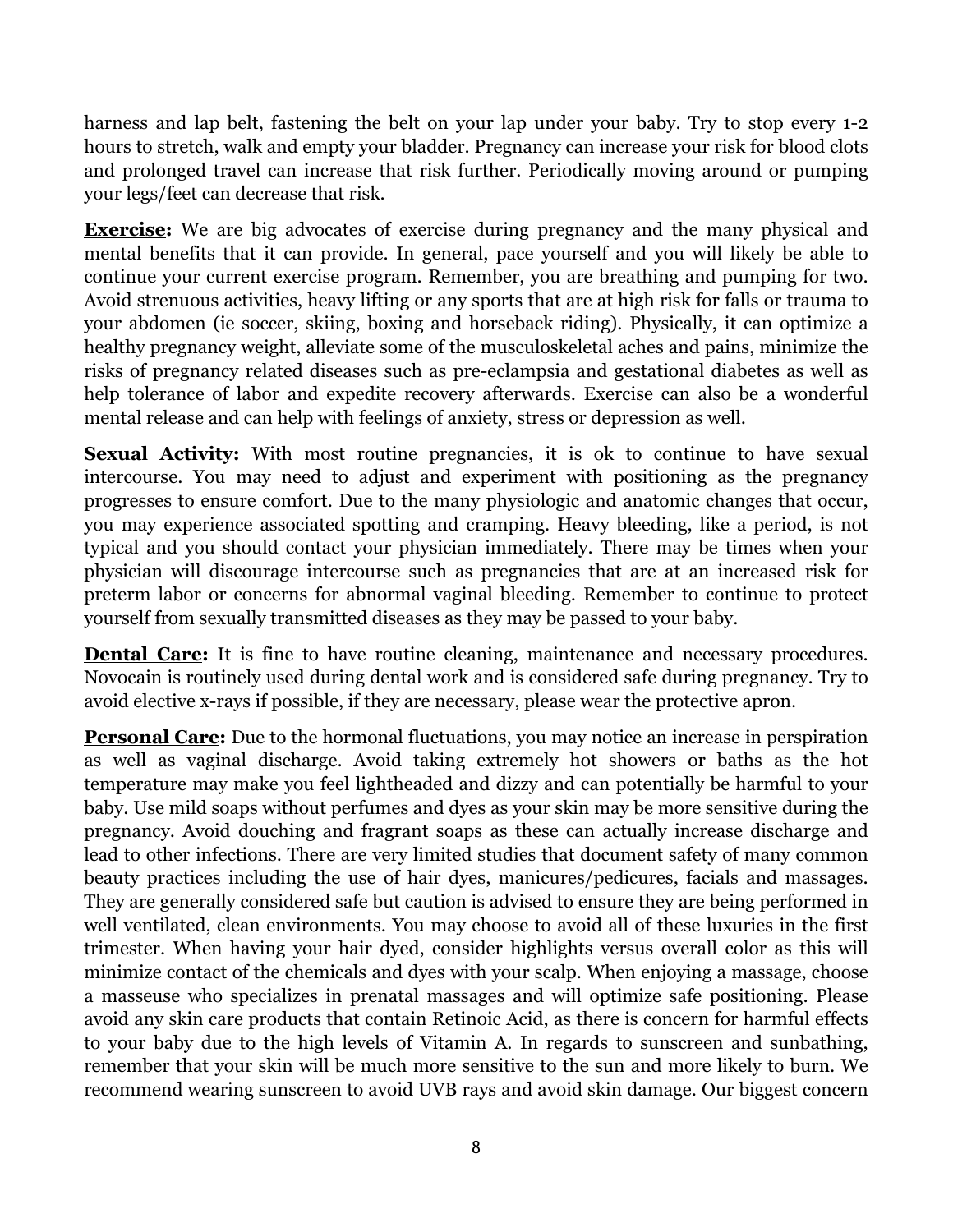harness and lap belt, fastening the belt on your lap under your baby. Try to stop every 1-2 hours to stretch, walk and empty your bladder. Pregnancy can increase your risk for blood clots and prolonged travel can increase that risk further. Periodically moving around or pumping your legs/feet can decrease that risk.

**Exercise:** We are big advocates of exercise during pregnancy and the many physical and mental benefits that it can provide. In general, pace yourself and you will likely be able to continue your current exercise program. Remember, you are breathing and pumping for two. Avoid strenuous activities, heavy lifting or any sports that are at high risk for falls or trauma to your abdomen (ie soccer, skiing, boxing and horseback riding). Physically, it can optimize a healthy pregnancy weight, alleviate some of the musculoskeletal aches and pains, minimize the risks of pregnancy related diseases such as pre-eclampsia and gestational diabetes as well as help tolerance of labor and expedite recovery afterwards. Exercise can also be a wonderful mental release and can help with feelings of anxiety, stress or depression as well.

**Sexual Activity:** With most routine pregnancies, it is ok to continue to have sexual intercourse. You may need to adjust and experiment with positioning as the pregnancy progresses to ensure comfort. Due to the many physiologic and anatomic changes that occur, you may experience associated spotting and cramping. Heavy bleeding, like a period, is not typical and you should contact your physician immediately. There may be times when your physician will discourage intercourse such as pregnancies that are at an increased risk for preterm labor or concerns for abnormal vaginal bleeding. Remember to continue to protect yourself from sexually transmitted diseases as they may be passed to your baby.

**Dental Care:** It is fine to have routine cleaning, maintenance and necessary procedures. Novocain is routinely used during dental work and is considered safe during pregnancy. Try to avoid elective x-rays if possible, if they are necessary, please wear the protective apron.

**Personal Care:** Due to the hormonal fluctuations, you may notice an increase in perspiration as well as vaginal discharge. Avoid taking extremely hot showers or baths as the hot temperature may make you feel lightheaded and dizzy and can potentially be harmful to your baby. Use mild soaps without perfumes and dyes as your skin may be more sensitive during the pregnancy. Avoid douching and fragrant soaps as these can actually increase discharge and lead to other infections. There are very limited studies that document safety of many common beauty practices including the use of hair dyes, manicures/pedicures, facials and massages. They are generally considered safe but caution is advised to ensure they are being performed in well ventilated, clean environments. You may choose to avoid all of these luxuries in the first trimester. When having your hair dyed, consider highlights versus overall color as this will minimize contact of the chemicals and dyes with your scalp. When enjoying a massage, choose a masseuse who specializes in prenatal massages and will optimize safe positioning. Please avoid any skin care products that contain Retinoic Acid, as there is concern for harmful effects to your baby due to the high levels of Vitamin A. In regards to sunscreen and sunbathing, remember that your skin will be much more sensitive to the sun and more likely to burn. We recommend wearing sunscreen to avoid UVB rays and avoid skin damage. Our biggest concern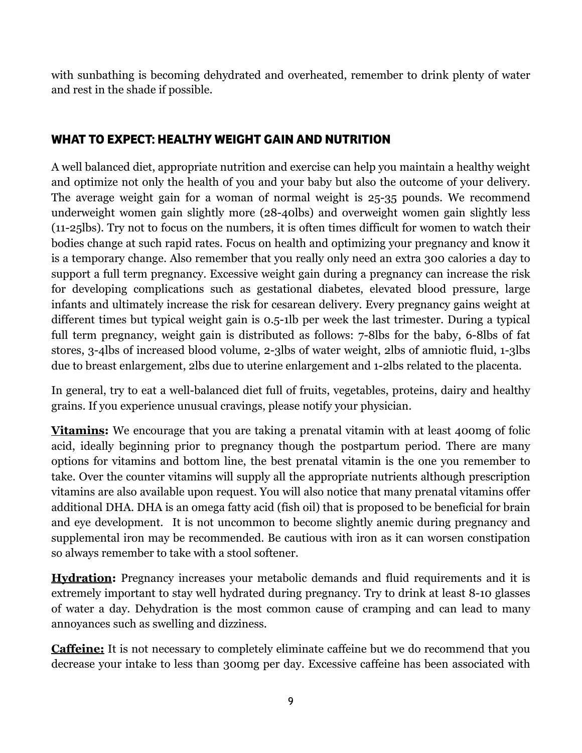with sunbathing is becoming dehydrated and overheated, remember to drink plenty of water and rest in the shade if possible.

## WHAT TO EXPECT: HEALTHY WEIGHT GAIN AND NUTRITION

A well balanced diet, appropriate nutrition and exercise can help you maintain a healthy weight and optimize not only the health of you and your baby but also the outcome of your delivery. The average weight gain for a woman of normal weight is 25-35 pounds. We recommend underweight women gain slightly more (28-40lbs) and overweight women gain slightly less (11-25lbs). Try not to focus on the numbers, it is often times difficult for women to watch their bodies change at such rapid rates. Focus on health and optimizing your pregnancy and know it is a temporary change. Also remember that you really only need an extra 300 calories a day to support a full term pregnancy. Excessive weight gain during a pregnancy can increase the risk for developing complications such as gestational diabetes, elevated blood pressure, large infants and ultimately increase the risk for cesarean delivery. Every pregnancy gains weight at different times but typical weight gain is 0.5-1lb per week the last trimester. During a typical full term pregnancy, weight gain is distributed as follows: 7-8lbs for the baby, 6-8lbs of fat stores, 3-4lbs of increased blood volume, 2-3lbs of water weight, 2lbs of amniotic fluid, 1-3lbs due to breast enlargement, 2lbs due to uterine enlargement and 1-2lbs related to the placenta.

In general, try to eat a well-balanced diet full of fruits, vegetables, proteins, dairy and healthy grains. If you experience unusual cravings, please notify your physician.

**Vitamins:** We encourage that you are taking a prenatal vitamin with at least 400mg of folic acid, ideally beginning prior to pregnancy though the postpartum period. There are many options for vitamins and bottom line, the best prenatal vitamin is the one you remember to take. Over the counter vitamins will supply all the appropriate nutrients although prescription vitamins are also available upon request. You will also notice that many prenatal vitamins offer additional DHA. DHA is an omega fatty acid (fish oil) that is proposed to be beneficial for brain and eye development. It is not uncommon to become slightly anemic during pregnancy and supplemental iron may be recommended. Be cautious with iron as it can worsen constipation so always remember to take with a stool softener.

**Hydration:** Pregnancy increases your metabolic demands and fluid requirements and it is extremely important to stay well hydrated during pregnancy. Try to drink at least 8-10 glasses of water a day. Dehydration is the most common cause of cramping and can lead to many annoyances such as swelling and dizziness.

**Caffeine:** It is not necessary to completely eliminate caffeine but we do recommend that you decrease your intake to less than 300mg per day. Excessive caffeine has been associated with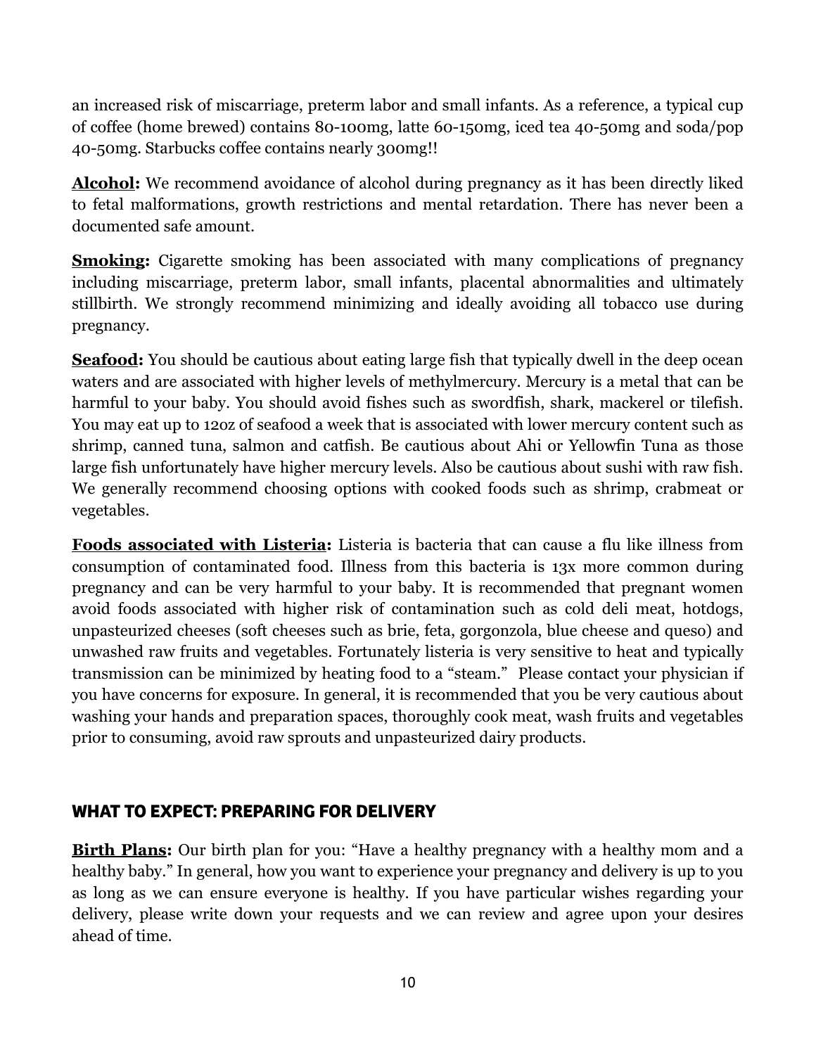an increased risk of miscarriage, preterm labor and small infants. As a reference, a typical cup of coffee (home brewed) contains 80-100mg, latte 60-150mg, iced tea 40-50mg and soda/pop 40-50mg. Starbucks coffee contains nearly 300mg!!

**Alcohol:** We recommend avoidance of alcohol during pregnancy as it has been directly liked to fetal malformations, growth restrictions and mental retardation. There has never been a documented safe amount.

**Smoking:** Cigarette smoking has been associated with many complications of pregnancy including miscarriage, preterm labor, small infants, placental abnormalities and ultimately stillbirth. We strongly recommend minimizing and ideally avoiding all tobacco use during pregnancy.

**Seafood:** You should be cautious about eating large fish that typically dwell in the deep ocean waters and are associated with higher levels of methylmercury. Mercury is a metal that can be harmful to your baby. You should avoid fishes such as swordfish, shark, mackerel or tilefish. You may eat up to 12oz of seafood a week that is associated with lower mercury content such as shrimp, canned tuna, salmon and catfish. Be cautious about Ahi or Yellowfin Tuna as those large fish unfortunately have higher mercury levels. Also be cautious about sushi with raw fish. We generally recommend choosing options with cooked foods such as shrimp, crabmeat or vegetables.

**Foods associated with Listeria:** Listeria is bacteria that can cause a flu like illness from consumption of contaminated food. Illness from this bacteria is 13x more common during pregnancy and can be very harmful to your baby. It is recommended that pregnant women avoid foods associated with higher risk of contamination such as cold deli meat, hotdogs, unpasteurized cheeses (soft cheeses such as brie, feta, gorgonzola, blue cheese and queso) and unwashed raw fruits and vegetables. Fortunately listeria is very sensitive to heat and typically transmission can be minimized by heating food to a "steam." Please contact your physician if you have concerns for exposure. In general, it is recommended that you be very cautious about washing your hands and preparation spaces, thoroughly cook meat, wash fruits and vegetables prior to consuming, avoid raw sprouts and unpasteurized dairy products.

## WHAT TO EXPECT: PREPARING FOR DELIVERY

**Birth Plans:** Our birth plan for you: "Have a healthy pregnancy with a healthy mom and a healthy baby." In general, how you want to experience your pregnancy and delivery is up to you as long as we can ensure everyone is healthy. If you have particular wishes regarding your delivery, please write down your requests and we can review and agree upon your desires ahead of time.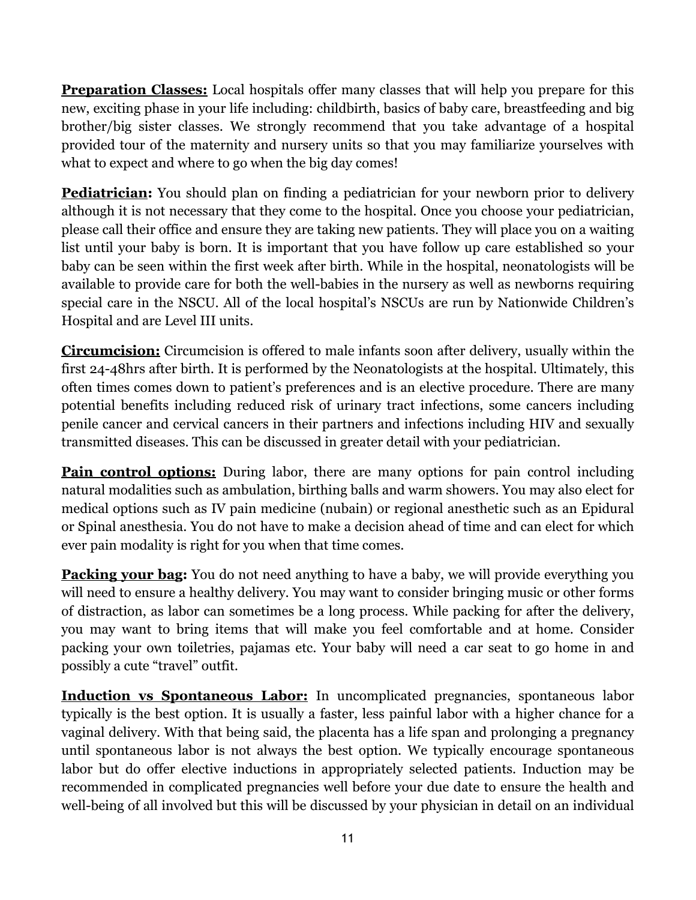**Preparation Classes:** Local hospitals offer many classes that will help you prepare for this new, exciting phase in your life including: childbirth, basics of baby care, breastfeeding and big brother/big sister classes. We strongly recommend that you take advantage of a hospital provided tour of the maternity and nursery units so that you may familiarize yourselves with what to expect and where to go when the big day comes!

**Pediatrician:** You should plan on finding a pediatrician for your newborn prior to delivery although it is not necessary that they come to the hospital. Once you choose your pediatrician, please call their office and ensure they are taking new patients. They will place you on a waiting list until your baby is born. It is important that you have follow up care established so your baby can be seen within the first week after birth. While in the hospital, neonatologists will be available to provide care for both the well-babies in the nursery as well as newborns requiring special care in the NSCU. All of the local hospital's NSCUs are run by Nationwide Children's Hospital and are Level III units.

**Circumcision:** Circumcision is offered to male infants soon after delivery, usually within the first 24-48hrs after birth. It is performed by the Neonatologists at the hospital. Ultimately, this often times comes down to patient's preferences and is an elective procedure. There are many potential benefits including reduced risk of urinary tract infections, some cancers including penile cancer and cervical cancers in their partners and infections including HIV and sexually transmitted diseases. This can be discussed in greater detail with your pediatrician.

**Pain control options:** During labor, there are many options for pain control including natural modalities such as ambulation, birthing balls and warm showers. You may also elect for medical options such as IV pain medicine (nubain) or regional anesthetic such as an Epidural or Spinal anesthesia. You do not have to make a decision ahead of time and can elect for which ever pain modality is right for you when that time comes.

**Packing your bag:** You do not need anything to have a baby, we will provide everything you will need to ensure a healthy delivery. You may want to consider bringing music or other forms of distraction, as labor can sometimes be a long process. While packing for after the delivery, you may want to bring items that will make you feel comfortable and at home. Consider packing your own toiletries, pajamas etc. Your baby will need a car seat to go home in and possibly a cute "travel" outfit.

**Induction vs Spontaneous Labor:** In uncomplicated pregnancies, spontaneous labor typically is the best option. It is usually a faster, less painful labor with a higher chance for a vaginal delivery. With that being said, the placenta has a life span and prolonging a pregnancy until spontaneous labor is not always the best option. We typically encourage spontaneous labor but do offer elective inductions in appropriately selected patients. Induction may be recommended in complicated pregnancies well before your due date to ensure the health and well-being of all involved but this will be discussed by your physician in detail on an individual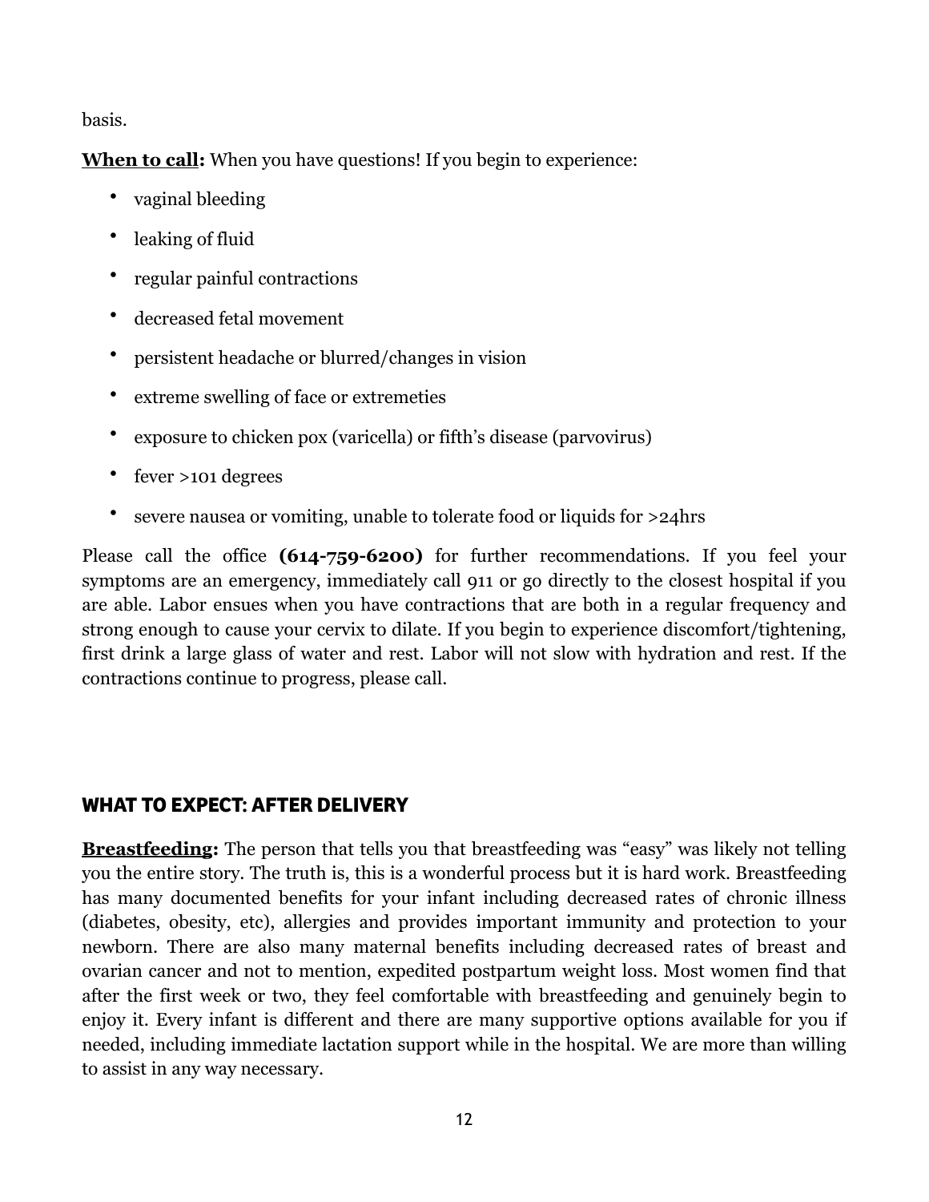basis.

**When to call:** When you have questions! If you begin to experience:

- vaginal bleeding
- leaking of fluid
- regular painful contractions
- decreased fetal movement
- persistent headache or blurred/changes in vision
- extreme swelling of face or extremeties
- exposure to chicken pox (varicella) or fifth's disease (parvovirus)
- fever >101 degrees
- severe nausea or vomiting, unable to tolerate food or liquids for >24hrs

Please call the office **(614-759-6200)** for further recommendations. If you feel your symptoms are an emergency, immediately call 911 or go directly to the closest hospital if you are able. Labor ensues when you have contractions that are both in a regular frequency and strong enough to cause your cervix to dilate. If you begin to experience discomfort/tightening, first drink a large glass of water and rest. Labor will not slow with hydration and rest. If the contractions continue to progress, please call.

## WHAT TO EXPECT: AFTER DELIVERY

**Breastfeeding:** The person that tells you that breastfeeding was "easy" was likely not telling you the entire story. The truth is, this is a wonderful process but it is hard work. Breastfeeding has many documented benefits for your infant including decreased rates of chronic illness (diabetes, obesity, etc), allergies and provides important immunity and protection to your newborn. There are also many maternal benefits including decreased rates of breast and ovarian cancer and not to mention, expedited postpartum weight loss. Most women find that after the first week or two, they feel comfortable with breastfeeding and genuinely begin to enjoy it. Every infant is different and there are many supportive options available for you if needed, including immediate lactation support while in the hospital. We are more than willing to assist in any way necessary.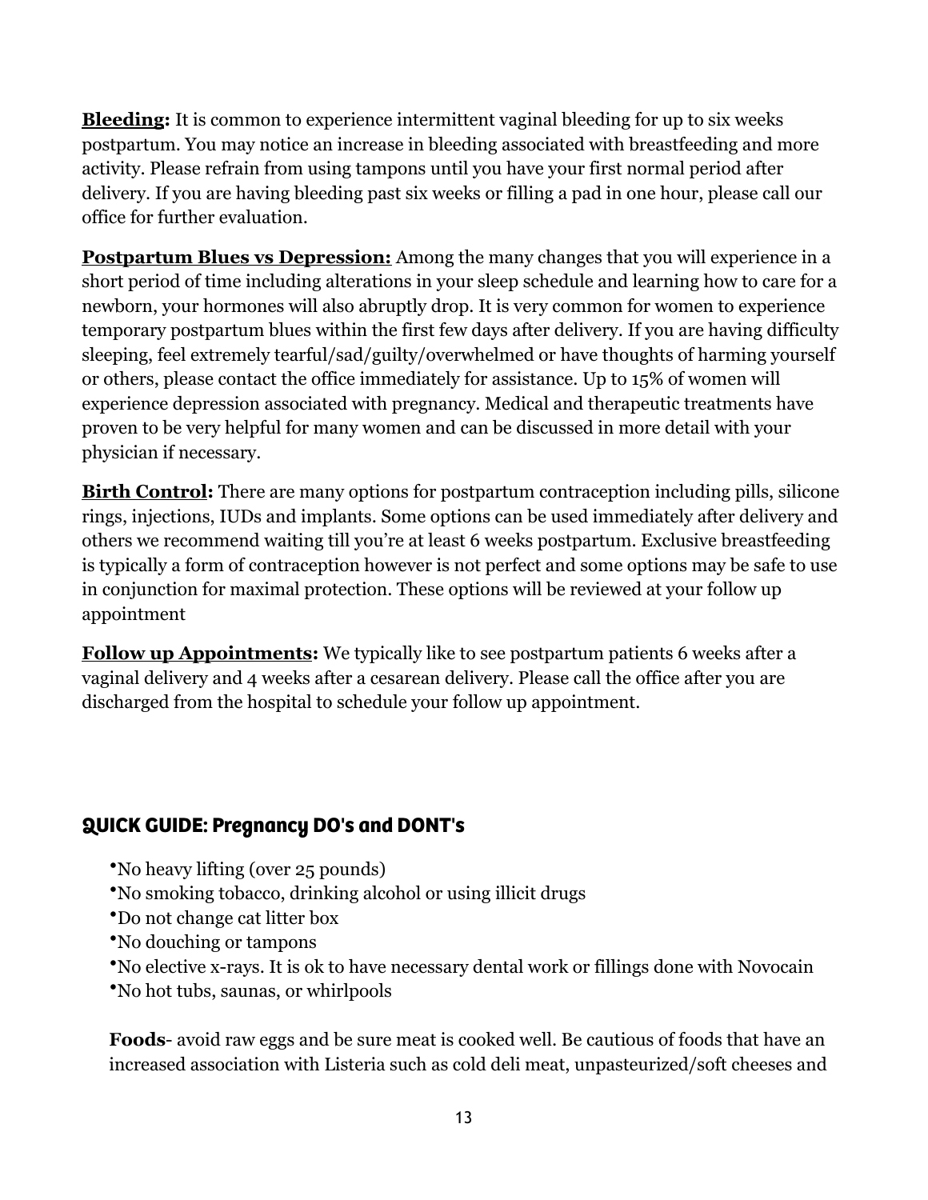**<u>Bleeding:</u>** It is common to experience intermittent vaginal bleeding for up to six weeks postpartum. You may notice an increase in bleeding associated with breastfeeding and more activity. Please refrain from using tampons until you have your first normal period after delivery. If you are having bleeding past six weeks or filling a pad in one hour, please call our office for further evaluation.

**<u>Postpartum Blues vs Depression:</u>** Among the many changes that you will experience in a short period of time including alterations in your sleep schedule and learning how to care for a newborn, your hormones will also abruptly drop. It is very common for women to experience temporary postpartum blues within the first few days after delivery. If you are having difficulty sleeping, feel extremely tearful/sad/guilty/overwhelmed or have thoughts of harming yourself or others, please contact the office immediately for assistance. Up to 15% of women will experience depression associated with pregnancy. Medical and therapeutic treatments have proven to be very helpful for many women and can be discussed in more detail with your physician if necessary.

**<u>Birth Control</u>:** There are many options for postpartum contraception including pills, silicone rings, injections, IUDs and implants. Some options can be used immediately after delivery and others we recommend waiting till you're at least 6 weeks postpartum. Exclusive breastfeeding is typically a form of contraception however is not perfect and some options may be safe to use in conjunction for maximal protection. These options will be reviewed at your follow up appointment

**<u>Follow up Appointments</u>:** We typically like to see postpartum patients 6 weeks after a vaginal delivery and 4 weeks after a cesarean delivery. Please call the office after you are discharged from the hospital to schedule your follow up appointment.

## QUICK GUIDE: Pregnancy DO's and DONT's

- No heavy lifting (over 25 pounds)
- No smoking tobacco, drinking alcohol or using illicit drugs
- Do not change cat litter box
- No douching or tampons
- No elective x-rays. It is ok to have necessary dental work or fillings done with Novocain
- No hot tubs, saunas, or whirlpools

**Foods**- avoid raw eggs and be sure meat is cooked well. Be cautious of foods that have an increased association with Listeria such as cold deli meat, unpasteurized/soft cheeses and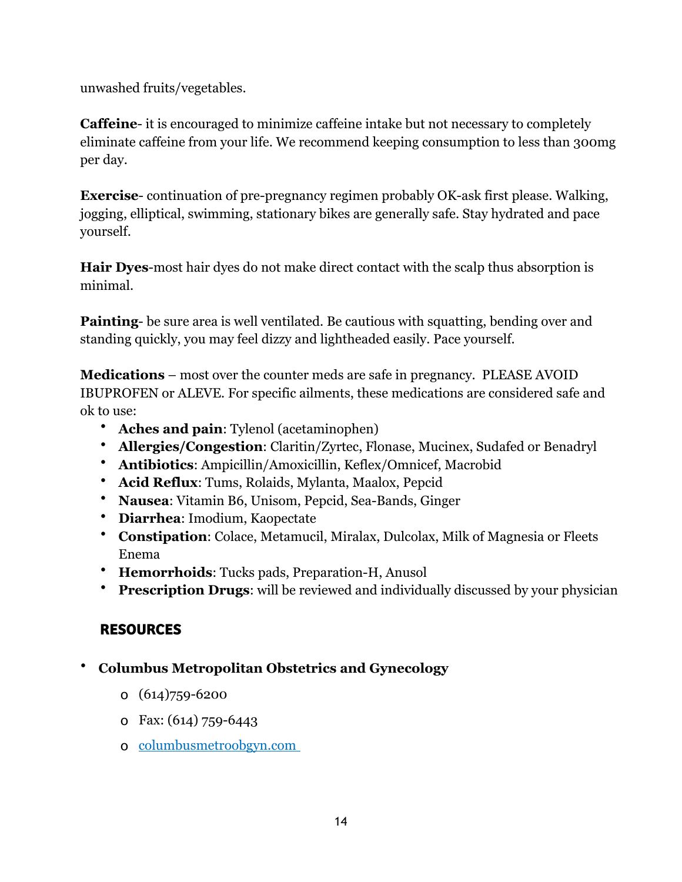unwashed fruits/vegetables.

**Caffeine**- it is encouraged to minimize caffeine intake but not necessary to completely eliminate caffeine from your life. We recommend keeping consumption to less than 300mg per day.

**Exercise**- continuation of pre-pregnancy regimen probably OK-ask first please. Walking, jogging, elliptical, swimming, stationary bikes are generally safe. Stay hydrated and pace yourself.

**Hair Dyes**-most hair dyes do not make direct contact with the scalp thus absorption is minimal.

**Painting**- be sure area is well ventilated. Be cautious with squatting, bending over and standing quickly, you may feel dizzy and lightheaded easily. Pace yourself.

**Medications** – most over the counter meds are safe in pregnancy. PLEASE AVOID IBUPROFEN or ALEVE. For specific ailments, these medications are considered safe and ok to use:

- **Aches and pain**: Tylenol (acetaminophen)
- **Allergies/Congestion**: Claritin/Zyrtec, Flonase, Mucinex, Sudafed or Benadryl
- **Antibiotics**: Ampicillin/Amoxicillin, Keflex/Omnicef, Macrobid
- **Acid Reflux**: Tums, Rolaids, Mylanta, Maalox, Pepcid
- **Nausea**: Vitamin B6, Unisom, Pepcid, Sea-Bands, Ginger
- **Diarrhea**: Imodium, Kaopectate
- **Constipation**: Colace, Metamucil, Miralax, Dulcolax, Milk of Magnesia or Fleets Enema
- **Hemorrhoids**: Tucks pads, Preparation-H, Anusol
- **Prescription Drugs**: will be reviewed and individually discussed by your physician

## RESOURCES

- **Columbus Metropolitan Obstetrics and Gynecology**
  - (614)759-6200
  - Fax: (614) 759-6443
  - [columbusmetroobgyn.com](columbusmetroobgyn.com)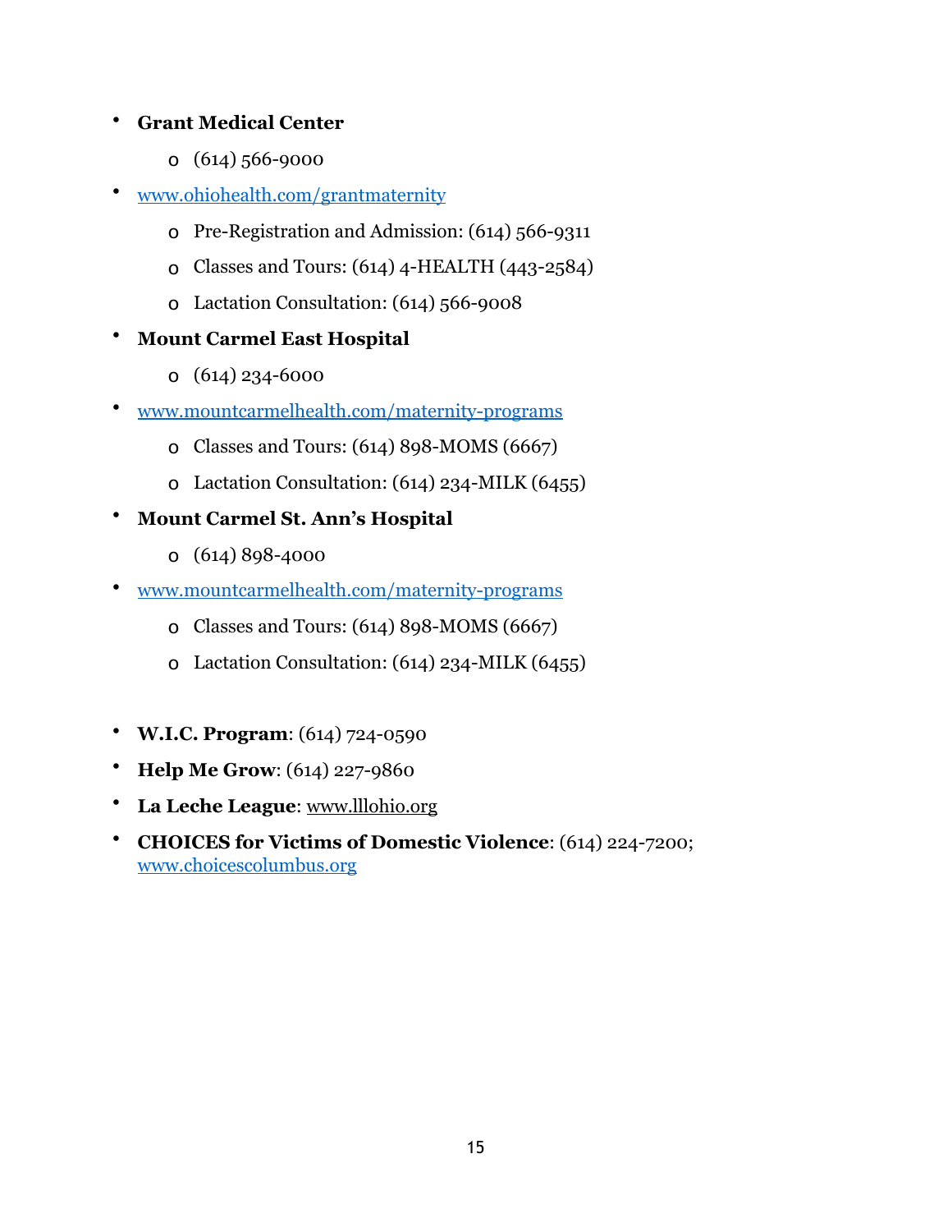- **Grant Medical Center**
    - (614) 566-9000
- www.ohiohealth.com/grantmaternity
    - Pre-Registration and Admission: (614) 566-9311
    - Classes and Tours: (614) 4-HEALTH (443-2584)
    - Lactation Consultation: (614) 566-9008
- **Mount Carmel East Hospital**
    - (614) 234-6000
- www.mountcarmelhealth.com/maternity-programs
    - Classes and Tours: (614) 898-MOMS (6667)
    - Lactation Consultation: (614) 234-MILK (6455)
- **Mount Carmel St. Ann's Hospital**
    - (614) 898-4000
- www.mountcarmelhealth.com/maternity-programs
    - Classes and Tours: (614) 898-MOMS (6667)
    - Lactation Consultation: (614) 234-MILK (6455)

- **W.I.C. Program**: (614) 724-0590
- **Help Me Grow**: (614) 227-9860
- **La Leche League**: www.lllohio.org
- **CHOICES for Victims of Domestic Violence**: (614) 224-7200; www.choicescolumbus.org